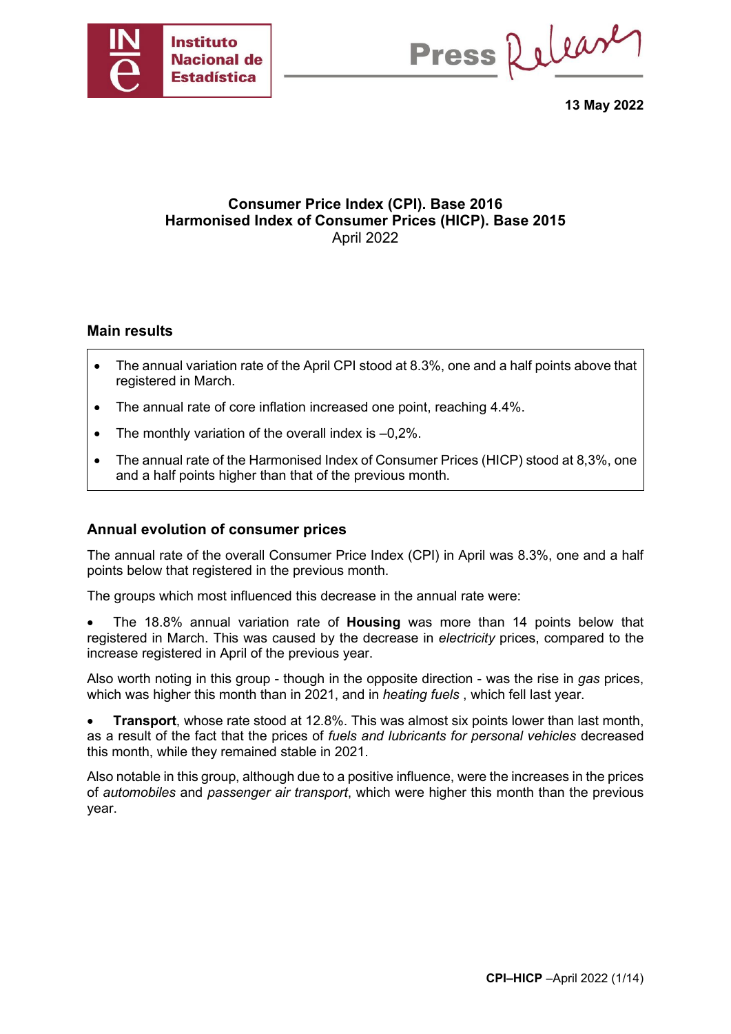13 May 2022

# Consumer Price Index (CPI). Base 2016
# Harmonised Index of Consumer Prices (HICP). Base 2015
April 2022

## Main results

- The annual variation rate of the April CPI stood at 8.3%, one and a half points above that registered in March.
- The annual rate of core inflation increased one point, reaching 4.4%.
- The monthly variation of the overall index is –0,2%.
- The annual rate of the Harmonised Index of Consumer Prices (HICP) stood at 8,3%, one and a half points higher than that of the previous month.

## Annual evolution of consumer prices

The annual rate of the overall Consumer Price Index (CPI) in April was 8.3%, one and a half points below that registered in the previous month.

The groups which most influenced this decrease in the annual rate were:

- The 18.8% annual variation rate of **Housing** was more than 14 points below that registered in March. This was caused by the decrease in *electricity* prices, compared to the increase registered in April of the previous year.

Also worth noting in this group - though in the opposite direction - was the rise in *gas* prices, which was higher this month than in 2021, and in *heating fuels* , which fell last year.

- **Transport**, whose rate stood at 12.8%. This was almost six points lower than last month, as a result of the fact that the prices of *fuels and lubricants for personal vehicles* decreased this month, while they remained stable in 2021.

Also notable in this group, although due to a positive influence, were the increases in the prices of *automobiles* and *passenger air transport*, which were higher this month than the previous year.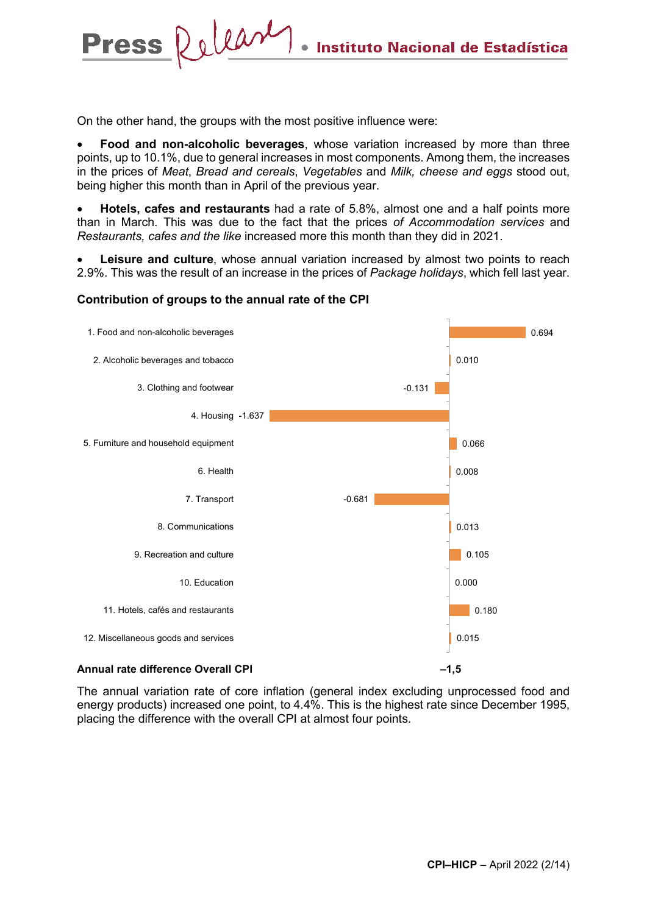On the other hand, the groups with the most positive influence were:

- **Food and non-alcoholic beverages**, whose variation increased by more than three points, up to 10.1%, due to general increases in most components. Among them, the increases in the prices of *Meat*, *Bread and cereals*, *Vegetables* and *Milk, cheese and eggs* stood out, being higher this month than in April of the previous year.
- **Hotels, cafes and restaurants** had a rate of 5.8%, almost one and a half points more than in March. This was due to the fact that the prices *of Accommodation services* and *Restaurants, cafes and the like* increased more this month than they did in 2021.
- **Leisure and culture**, whose annual variation increased by almost two points to reach 2.9%. This was the result of an increase in the prices of *Package holidays*, which fell last year.

**Contribution of groups to the annual rate of the CPI**

| Group | Contribution |
|---|---|
| 1. Food and non-alcoholic beverages | 0.694 |
| 2. Alcoholic beverages and tobacco | 0.010 |
| 3. Clothing and footwear | -0.131 |
| 4. Housing | -1.637 |
| 5. Furniture and household equipment | 0.066 |
| 6. Health | 0.008 |
| 7. Transport | -0.681 |
| 8. Communications | 0.013 |
| 9. Recreation and culture | 0.105 |
| 10. Education | 0.000 |
| 11. Hotels, cafés and restaurants | 0.180 |
| 12. Miscellaneous goods and services | 0.015 |
| **Annual rate difference Overall CPI** | **–1,5** |

The annual variation rate of core inflation (general index excluding unprocessed food and energy products) increased one point, to 4.4%. This is the highest rate since December 1995, placing the difference with the overall CPI at almost four points.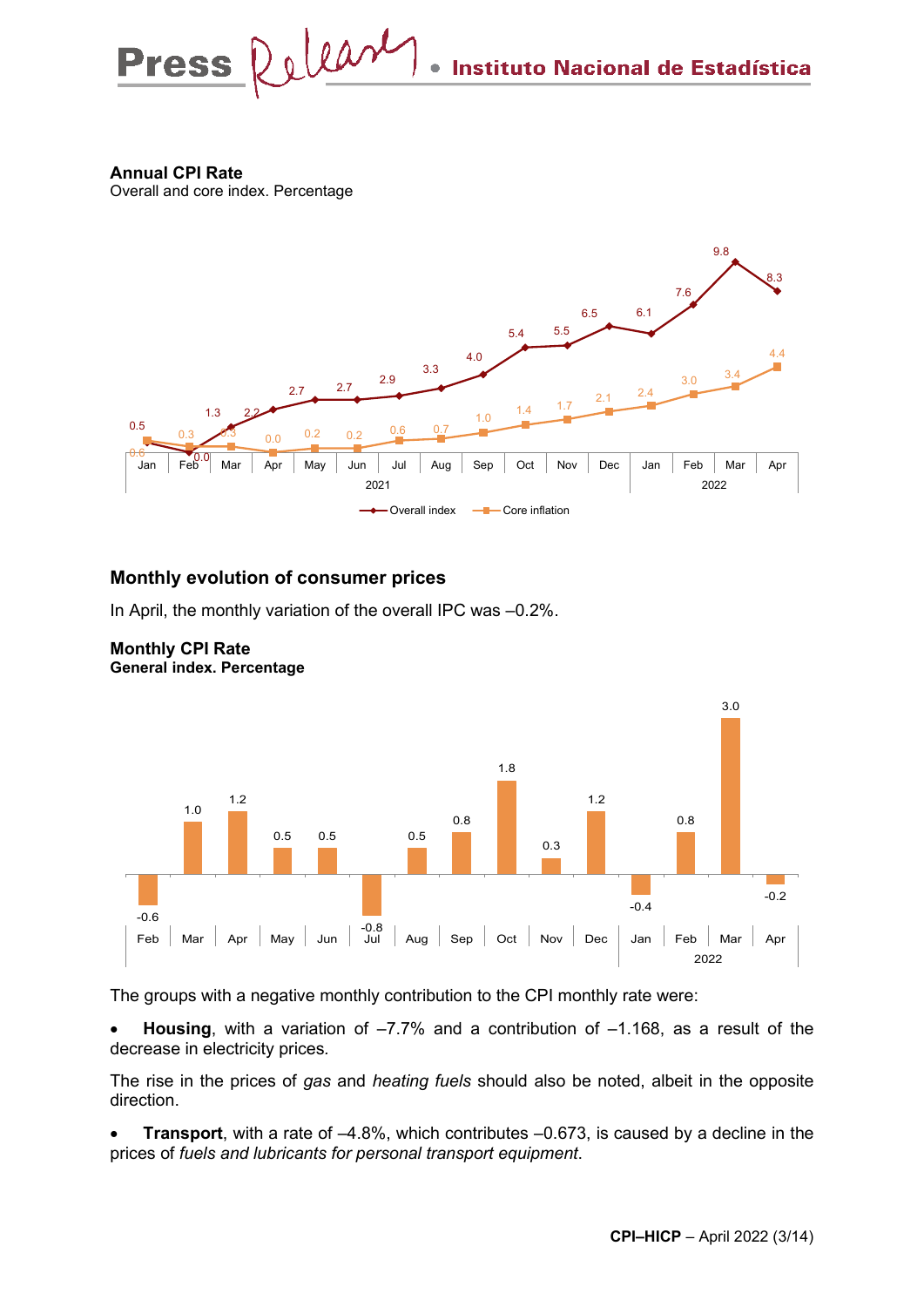**Annual CPI Rate**
Overall and core index. Percentage

| | Jan | Feb | Mar | Apr | May | Jun | Jul | Aug | Sep | Oct | Nov | Dec | Jan | Feb | Mar | Apr |
|---|---|---|---|---|---|---|---|---|---|---|---|---|---|---|---|---|
| | 2021 | | | | | | | | | | | | 2022 | | | |
| Overall index | 0.5 | 0.0 | 1.3 | 2.2 | 2.7 | 2.7 | 2.9 | 3.3 | 4.0 | 5.4 | 5.5 | 6.5 | 6.1 | 7.6 | 9.8 | 8.3 |
| Core inflation | 0.6 | 0.3 | 0.3 | 0.0 | 0.2 | 0.2 | 0.6 | 0.7 | 1.0 | 1.4 | 1.7 | 2.1 | 2.4 | 3.0 | 3.4 | 4.4 |

## Monthly evolution of consumer prices

In April, the monthly variation of the overall IPC was –0.2%.

**Monthly CPI Rate**
**General index. Percentage**

| | Feb | Mar | Apr | May | Jun | Jul | Aug | Sep | Oct | Nov | Dec | Jan | Feb | Mar | Apr |
|---|---|---|---|---|---|---|---|---|---|---|---|---|---|---|---|
| | | | | | | | | | | | | 2022 | | | |
| General index | -0.6 | 1.0 | 1.2 | 0.5 | 0.5 | -0.8 | 0.5 | 0.8 | 1.8 | 0.3 | 1.2 | -0.4 | 0.8 | 3.0 | -0.2 |

The groups with a negative monthly contribution to the CPI monthly rate were:

- **Housing**, with a variation of –7.7% and a contribution of –1.168, as a result of the decrease in electricity prices.

The rise in the prices of *gas* and *heating fuels* should also be noted, albeit in the opposite direction.

- **Transport**, with a rate of –4.8%, which contributes –0.673, is caused by a decline in the prices of *fuels and lubricants for personal transport equipment*.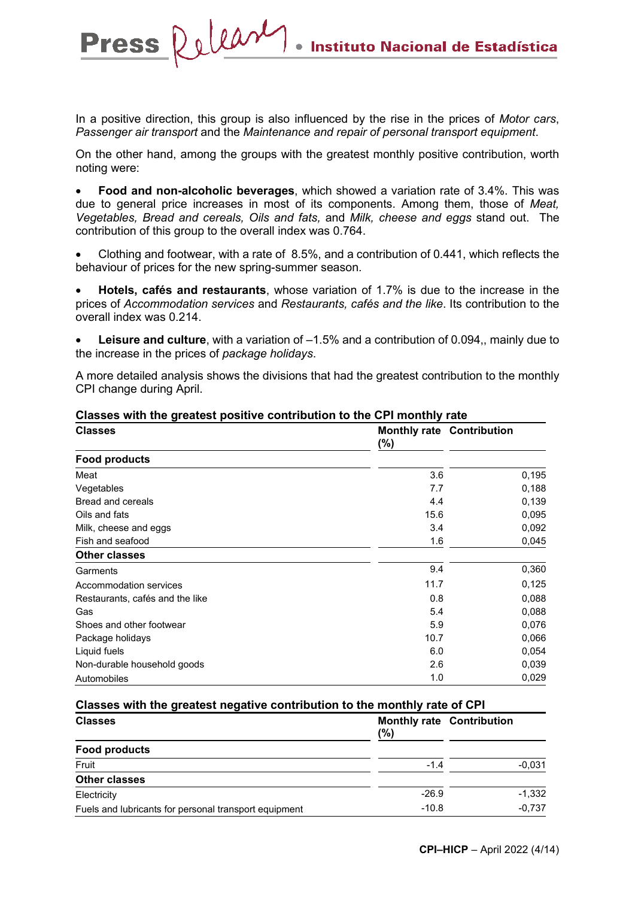In a positive direction, this group is also influenced by the rise in the prices of *Motor cars*, *Passenger air transport* and the *Maintenance and repair of personal transport equipment*.

On the other hand, among the groups with the greatest monthly positive contribution, worth noting were:

- **Food and non-alcoholic beverages**, which showed a variation rate of 3.4%. This was due to general price increases in most of its components. Among them, those of *Meat, Vegetables, Bread and cereals, Oils and fats,* and *Milk, cheese and eggs* stand out. The contribution of this group to the overall index was 0.764.

- Clothing and footwear, with a rate of 8.5%, and a contribution of 0.441, which reflects the behaviour of prices for the new spring-summer season.

- **Hotels, cafés and restaurants**, whose variation of 1.7% is due to the increase in the prices of *Accommodation services* and *Restaurants, cafés and the like*. Its contribution to the overall index was 0.214.

- **Leisure and culture**, with a variation of –1.5% and a contribution of 0.094,, mainly due to the increase in the prices of *package holidays*.

A more detailed analysis shows the divisions that had the greatest contribution to the monthly CPI change during April.

**Classes with the greatest positive contribution to the CPI monthly rate**

| Classes | Monthly rate (%) | Contribution |
|---|---|---|
| **Food products** | | |
| Meat | 3.6 | 0,195 |
| Vegetables | 7.7 | 0,188 |
| Bread and cereals | 4.4 | 0,139 |
| Oils and fats | 15.6 | 0,095 |
| Milk, cheese and eggs | 3.4 | 0,092 |
| Fish and seafood | 1.6 | 0,045 |
| **Other classes** | | |
| Garments | 9.4 | 0,360 |
| Accommodation services | 11.7 | 0,125 |
| Restaurants, cafés and the like | 0.8 | 0,088 |
| Gas | 5.4 | 0,088 |
| Shoes and other footwear | 5.9 | 0,076 |
| Package holidays | 10.7 | 0,066 |
| Liquid fuels | 6.0 | 0,054 |
| Non-durable household goods | 2.6 | 0,039 |
| Automobiles | 1.0 | 0,029 |

**Classes with the greatest negative contribution to the monthly rate of CPI**

| Classes | Monthly rate (%) | Contribution |
|---|---|---|
| **Food products** | | |
| Fruit | -1.4 | -0,031 |
| **Other classes** | | |
| Electricity | -26.9 | -1,332 |
| Fuels and lubricants for personal transport equipment | -10.8 | -0,737 |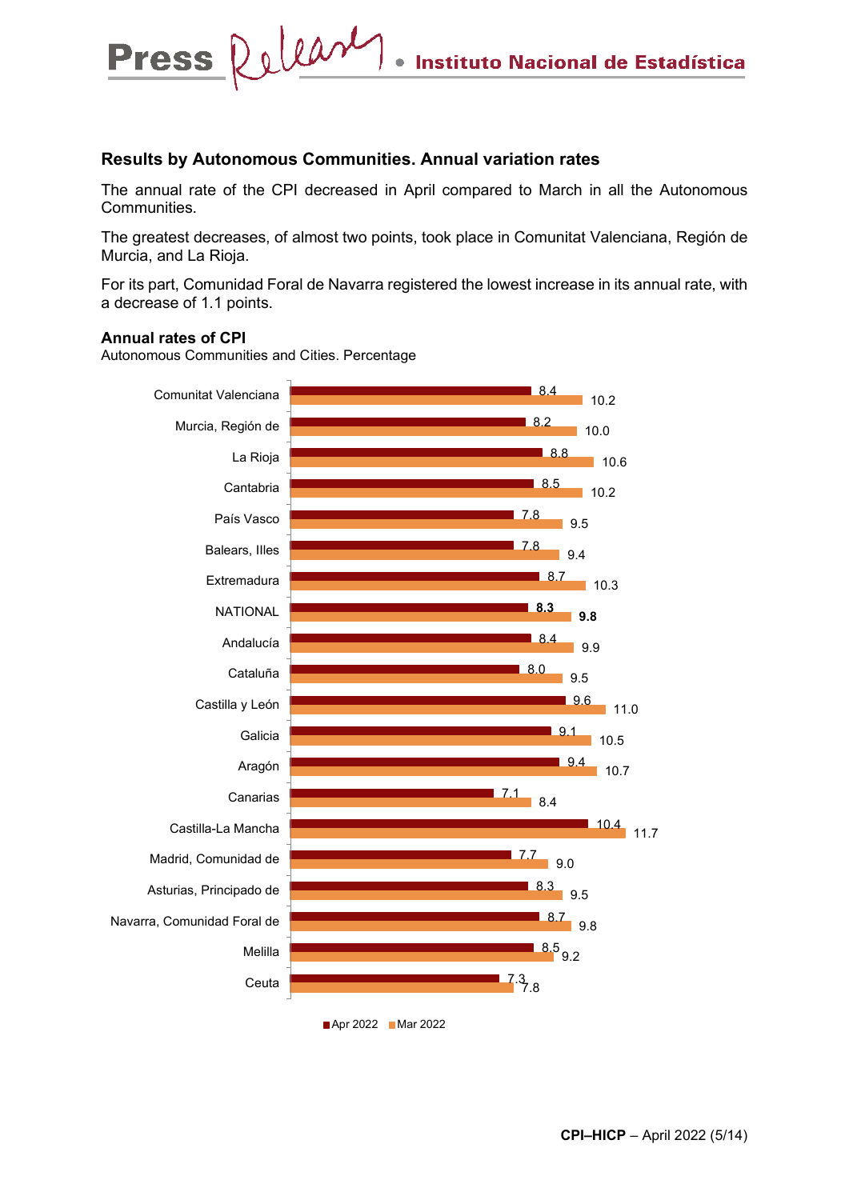## Results by Autonomous Communities. Annual variation rates

The annual rate of the CPI decreased in April compared to March in all the Autonomous Communities.

The greatest decreases, of almost two points, took place in Comunitat Valenciana, Región de Murcia, and La Rioja.

For its part, Comunidad Foral de Navarra registered the lowest increase in its annual rate, with a decrease of 1.1 points.

**Annual rates of CPI**

Autonomous Communities and Cities. Percentage

| | Apr 2022 | Mar 2022 |
|---|---|---|
| Comunitat Valenciana | 8.4 | 10.2 |
| Murcia, Región de | 8.2 | 10.0 |
| La Rioja | 8.8 | 10.6 |
| Cantabria | 8.5 | 10.2 |
| País Vasco | 7.8 | 9.5 |
| Balears, Illes | 7.8 | 9.4 |
| Extremadura | 8.7 | 10.3 |
| **NATIONAL** | **8.3** | **9.8** |
| Andalucía | 8.4 | 9.9 |
| Cataluña | 8.0 | 9.5 |
| Castilla y León | 9.6 | 11.0 |
| Galicia | 9.1 | 10.5 |
| Aragón | 9.4 | 10.7 |
| Canarias | 7.1 | 8.4 |
| Castilla-La Mancha | 10.4 | 11.7 |
| Madrid, Comunidad de | 7.7 | 9.0 |
| Asturias, Principado de | 8.3 | 9.5 |
| Navarra, Comunidad Foral de | 8.7 | 9.8 |
| Melilla | 8.5 | 9.2 |
| Ceuta | 7.3 | 7.8 |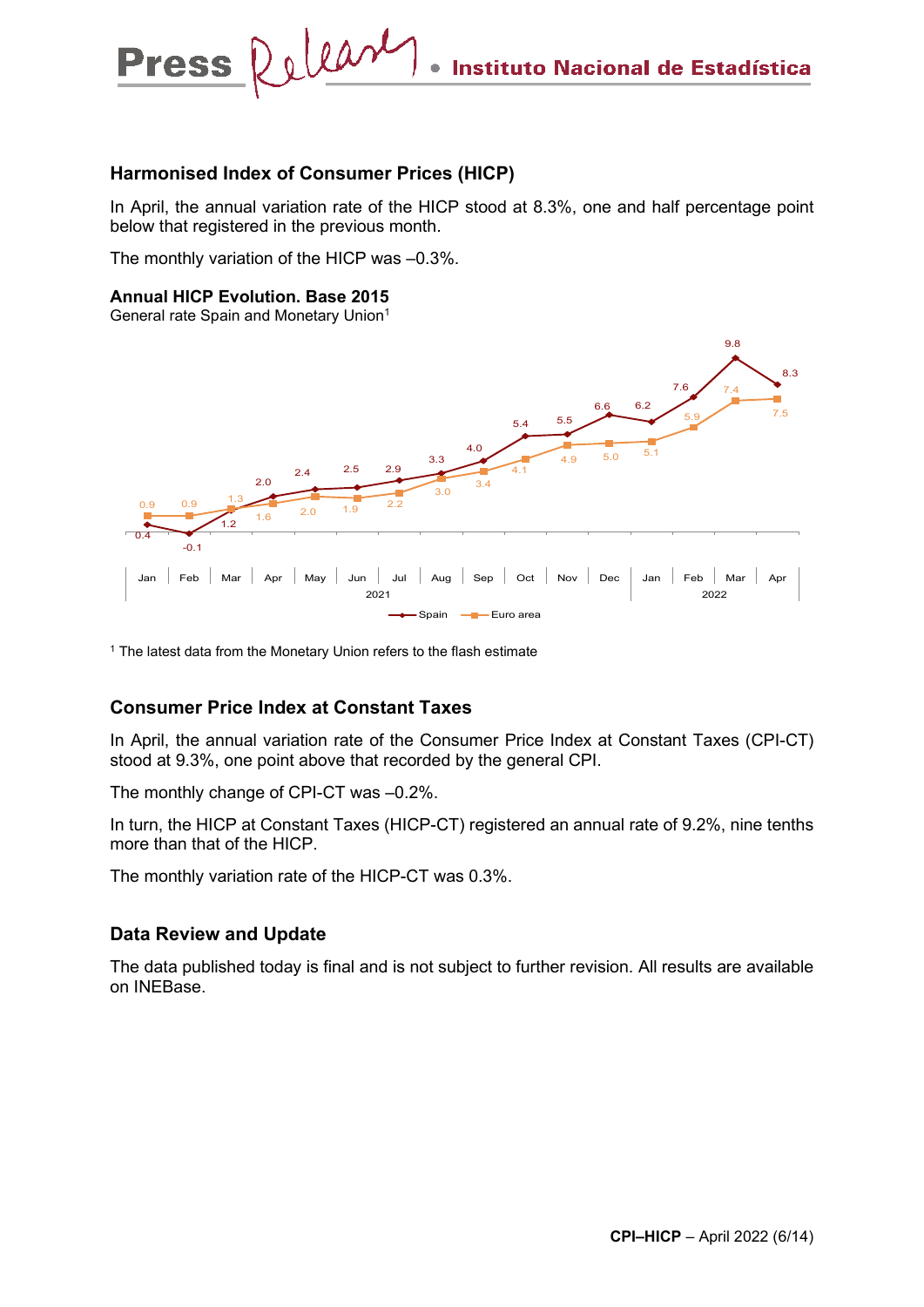## Harmonised Index of Consumer Prices (HICP)

In April, the annual variation rate of the HICP stood at 8.3%, one and half percentage point below that registered in the previous month.

The monthly variation of the HICP was –0.3%.

**Annual HICP Evolution. Base 2015**
General rate Spain and Monetary Union[1]

| | Jan 2021 | Feb | Mar | Apr | May | Jun | Jul | Aug | Sep | Oct | Nov | Dec | Jan 2022 | Feb | Mar | Apr |
|---|---|---|---|---|---|---|---|---|---|---|---|---|---|---|---|---|
| Spain | 0.4 | -0.1 | 1.2 | 2.0 | 2.4 | 2.5 | 2.9 | 3.3 | 4.0 | 5.4 | 5.5 | 6.6 | 6.2 | 7.6 | 9.8 | 8.3 |
| Euro area | 0.9 | 0.9 | 1.3 | 1.6 | 2.0 | 1.9 | 2.2 | 3.0 | 3.4 | 4.1 | 4.9 | 5.0 | 5.1 | 5.9 | 7.4 | 7.5 |

[1] The latest data from the Monetary Union refers to the flash estimate

## Consumer Price Index at Constant Taxes

In April, the annual variation rate of the Consumer Price Index at Constant Taxes (CPI-CT) stood at 9.3%, one point above that recorded by the general CPI.

The monthly change of CPI-CT was –0.2%.

In turn, the HICP at Constant Taxes (HICP-CT) registered an annual rate of 9.2%, nine tenths more than that of the HICP.

The monthly variation rate of the HICP-CT was 0.3%.

## Data Review and Update

The data published today is final and is not subject to further revision. All results are available on INEBase.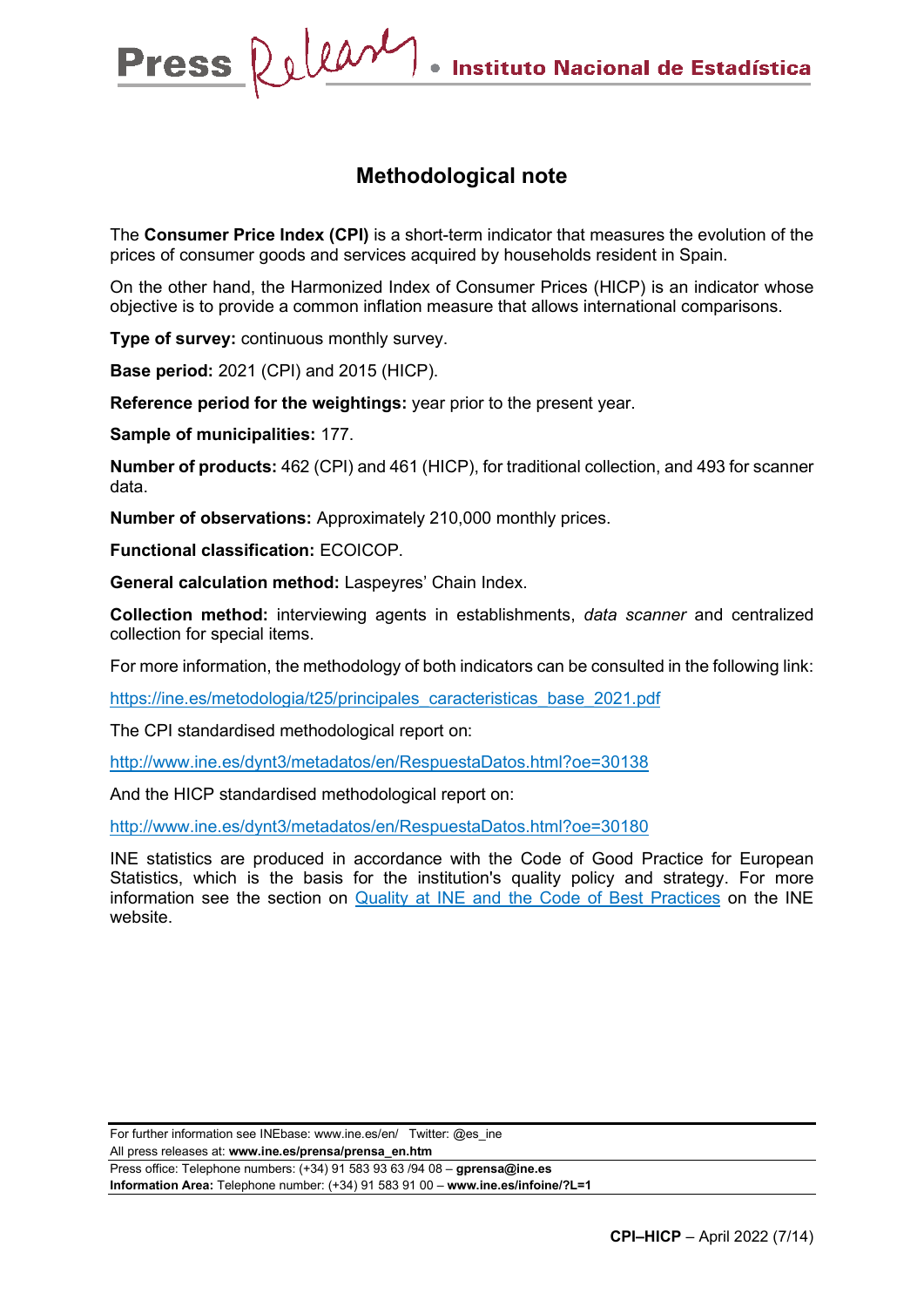## Methodological note

The **Consumer Price Index (CPI)** is a short-term indicator that measures the evolution of the prices of consumer goods and services acquired by households resident in Spain.

On the other hand, the Harmonized Index of Consumer Prices (HICP) is an indicator whose objective is to provide a common inflation measure that allows international comparisons.

**Type of survey:** continuous monthly survey.

**Base period:** 2021 (CPI) and 2015 (HICP).

**Reference period for the weightings:** year prior to the present year.

**Sample of municipalities:** 177.

**Number of products:** 462 (CPI) and 461 (HICP), for traditional collection, and 493 for scanner data.

**Number of observations:** Approximately 210,000 monthly prices.

**Functional classification:** ECOICOP.

**General calculation method:** Laspeyres' Chain Index.

**Collection method:** interviewing agents in establishments, *data scanner* and centralized collection for special items.

For more information, the methodology of both indicators can be consulted in the following link:

https://ine.es/metodologia/t25/principales_caracteristicas_base_2021.pdf

The CPI standardised methodological report on:

http://www.ine.es/dynt3/metadatos/en/RespuestaDatos.html?oe=30138

And the HICP standardised methodological report on:

http://www.ine.es/dynt3/metadatos/en/RespuestaDatos.html?oe=30180

INE statistics are produced in accordance with the Code of Good Practice for European Statistics, which is the basis for the institution's quality policy and strategy. For more information see the section on Quality at INE and the Code of Best Practices on the INE website.

For further information see INEbase: www.ine.es/en/ Twitter: @es_ine
All press releases at: **www.ine.es/prensa/prensa_en.htm**
Press office: Telephone numbers: (+34) 91 583 93 63 /94 08 – **gprensa@ine.es**
**Information Area:** Telephone number: (+34) 91 583 91 00 – **www.ine.es/infoine/?L=1**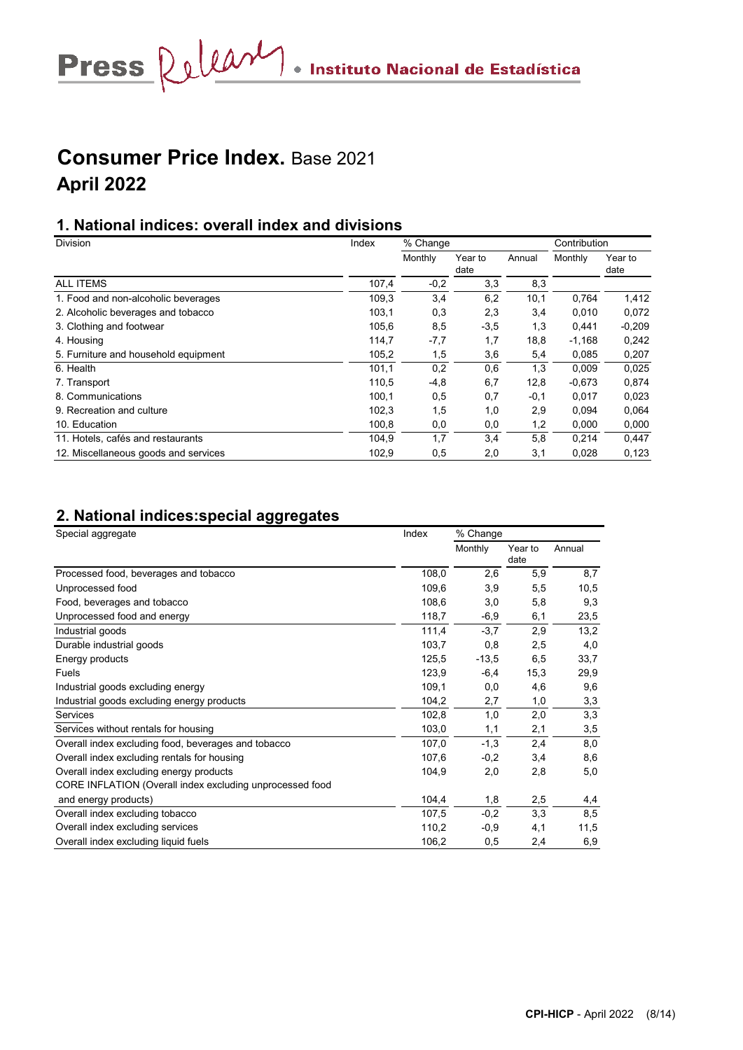# Consumer Price Index. Base 2021
## April 2022

### 1. National indices: overall index and divisions

| Division | Index | % Change | | | Contribution | |
|---|---|---|---|---|---|---|
| | | Monthly | Year to date | Annual | Monthly | Year to date |
| ALL ITEMS | 107,4 | -0,2 | 3,3 | 8,3 | | |
| 1. Food and non-alcoholic beverages | 109,3 | 3,4 | 6,2 | 10,1 | 0,764 | 1,412 |
| 2. Alcoholic beverages and tobacco | 103,1 | 0,3 | 2,3 | 3,4 | 0,010 | 0,072 |
| 3. Clothing and footwear | 105,6 | 8,5 | -3,5 | 1,3 | 0,441 | -0,209 |
| 4. Housing | 114,7 | -7,7 | 1,7 | 18,8 | -1,168 | 0,242 |
| 5. Furniture and household equipment | 105,2 | 1,5 | 3,6 | 5,4 | 0,085 | 0,207 |
| 6. Health | 101,1 | 0,2 | 0,6 | 1,3 | 0,009 | 0,025 |
| 7. Transport | 110,5 | -4,8 | 6,7 | 12,8 | -0,673 | 0,874 |
| 8. Communications | 100,1 | 0,5 | 0,7 | -0,1 | 0,017 | 0,023 |
| 9. Recreation and culture | 102,3 | 1,5 | 1,0 | 2,9 | 0,094 | 0,064 |
| 10. Education | 100,8 | 0,0 | 0,0 | 1,2 | 0,000 | 0,000 |
| 11. Hotels, cafés and restaurants | 104,9 | 1,7 | 3,4 | 5,8 | 0,214 | 0,447 |
| 12. Miscellaneous goods and services | 102,9 | 0,5 | 2,0 | 3,1 | 0,028 | 0,123 |

### 2. National indices:special aggregates

| Special aggregate | Index | % Change | | |
|---|---|---|---|---|
| | | Monthly | Year to date | Annual |
| Processed food, beverages and tobacco | 108,0 | 2,6 | 5,9 | 8,7 |
| Unprocessed food | 109,6 | 3,9 | 5,5 | 10,5 |
| Food, beverages and tobacco | 108,6 | 3,0 | 5,8 | 9,3 |
| Unprocessed food and energy | 118,7 | -6,9 | 6,1 | 23,5 |
| Industrial goods | 111,4 | -3,7 | 2,9 | 13,2 |
| Durable industrial goods | 103,7 | 0,8 | 2,5 | 4,0 |
| Energy products | 125,5 | -13,5 | 6,5 | 33,7 |
| Fuels | 123,9 | -6,4 | 15,3 | 29,9 |
| Industrial goods excluding energy | 109,1 | 0,0 | 4,6 | 9,6 |
| Industrial goods excluding energy products | 104,2 | 2,7 | 1,0 | 3,3 |
| Services | 102,8 | 1,0 | 2,0 | 3,3 |
| Services without rentals for housing | 103,0 | 1,1 | 2,1 | 3,5 |
| Overall index excluding food, beverages and tobacco | 107,0 | -1,3 | 2,4 | 8,0 |
| Overall index excluding rentals for housing | 107,6 | -0,2 | 3,4 | 8,6 |
| Overall index excluding energy products | 104,9 | 2,0 | 2,8 | 5,0 |
| CORE INFLATION (Overall index excluding unprocessed food and energy products) | 104,4 | 1,8 | 2,5 | 4,4 |
| Overall index excluding tobacco | 107,5 | -0,2 | 3,3 | 8,5 |
| Overall index excluding services | 110,2 | -0,9 | 4,1 | 11,5 |
| Overall index excluding liquid fuels | 106,2 | 0,5 | 2,4 | 6,9 |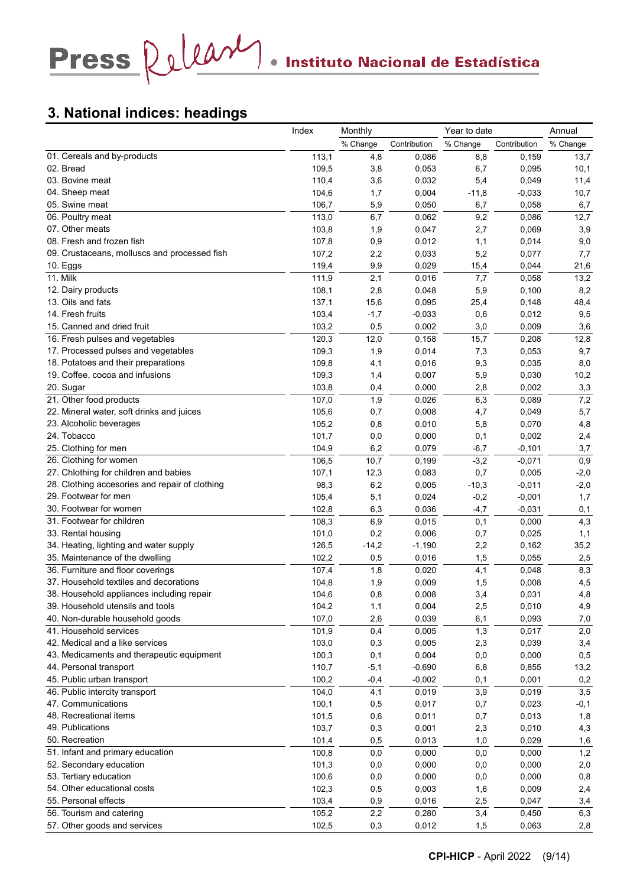## 3. National indices: headings

| | Index | Monthly | | Year to date | | Annual |
|---|---|---|---|---|---|---|
| | | % Change | Contribution | % Change | Contribution | % Change |
| 01. Cereals and by-products | 113,1 | 4,8 | 0,086 | 8,8 | 0,159 | 13,7 |
| 02. Bread | 109,5 | 3,8 | 0,053 | 6,7 | 0,095 | 10,1 |
| 03. Bovine meat | 110,4 | 3,6 | 0,032 | 5,4 | 0,049 | 11,4 |
| 04. Sheep meat | 104,6 | 1,7 | 0,004 | -11,8 | -0,033 | 10,7 |
| 05. Swine meat | 106,7 | 5,9 | 0,050 | 6,7 | 0,058 | 6,7 |
| 06. Poultry meat | 113,0 | 6,7 | 0,062 | 9,2 | 0,086 | 12,7 |
| 07. Other meats | 103,8 | 1,9 | 0,047 | 2,7 | 0,069 | 3,9 |
| 08. Fresh and frozen fish | 107,8 | 0,9 | 0,012 | 1,1 | 0,014 | 9,0 |
| 09. Crustaceans, molluscs and processed fish | 107,2 | 2,2 | 0,033 | 5,2 | 0,077 | 7,7 |
| 10. Eggs | 119,4 | 9,9 | 0,029 | 15,4 | 0,044 | 21,6 |
| 11. Milk | 111,9 | 2,1 | 0,016 | 7,7 | 0,058 | 13,2 |
| 12. Dairy products | 108,1 | 2,8 | 0,048 | 5,9 | 0,100 | 8,2 |
| 13. Oils and fats | 137,1 | 15,6 | 0,095 | 25,4 | 0,148 | 48,4 |
| 14. Fresh fruits | 103,4 | -1,7 | -0,033 | 0,6 | 0,012 | 9,5 |
| 15. Canned and dried fruit | 103,2 | 0,5 | 0,002 | 3,0 | 0,009 | 3,6 |
| 16. Fresh pulses and vegetables | 120,3 | 12,0 | 0,158 | 15,7 | 0,208 | 12,8 |
| 17. Processed pulses and vegetables | 109,3 | 1,9 | 0,014 | 7,3 | 0,053 | 9,7 |
| 18. Potatoes and their preparations | 109,8 | 4,1 | 0,016 | 9,3 | 0,035 | 8,0 |
| 19. Coffee, cocoa and infusions | 109,3 | 1,4 | 0,007 | 5,9 | 0,030 | 10,2 |
| 20. Sugar | 103,8 | 0,4 | 0,000 | 2,8 | 0,002 | 3,3 |
| 21. Other food products | 107,0 | 1,9 | 0,026 | 6,3 | 0,089 | 7,2 |
| 22. Mineral water, soft drinks and juices | 105,6 | 0,7 | 0,008 | 4,7 | 0,049 | 5,7 |
| 23. Alcoholic beverages | 105,2 | 0,8 | 0,010 | 5,8 | 0,070 | 4,8 |
| 24. Tobacco | 101,7 | 0,0 | 0,000 | 0,1 | 0,002 | 2,4 |
| 25. Clothing for men | 104,9 | 6,2 | 0,079 | -6,7 | -0,101 | 3,7 |
| 26. Clothing for women | 106,5 | 10,7 | 0,199 | -3,2 | -0,071 | 0,9 |
| 27. Chlothing for children and babies | 107,1 | 12,3 | 0,083 | 0,7 | 0,005 | -2,0 |
| 28. Clothing accesories and repair of clothing | 98,3 | 6,2 | 0,005 | -10,3 | -0,011 | -2,0 |
| 29. Footwear for men | 105,4 | 5,1 | 0,024 | -0,2 | -0,001 | 1,7 |
| 30. Footwear for women | 102,8 | 6,3 | 0,036 | -4,7 | -0,031 | 0,1 |
| 31. Footwear for children | 108,3 | 6,9 | 0,015 | 0,1 | 0,000 | 4,3 |
| 33. Rental housing | 101,0 | 0,2 | 0,006 | 0,7 | 0,025 | 1,1 |
| 34. Heating, lighting and water supply | 126,5 | -14,2 | -1,190 | 2,2 | 0,162 | 35,2 |
| 35. Maintenance of the dwelling | 102,2 | 0,5 | 0,016 | 1,5 | 0,055 | 2,5 |
| 36. Furniture and floor coverings | 107,4 | 1,8 | 0,020 | 4,1 | 0,048 | 8,3 |
| 37. Household textiles and decorations | 104,8 | 1,9 | 0,009 | 1,5 | 0,008 | 4,5 |
| 38. Household appliances including repair | 104,6 | 0,8 | 0,008 | 3,4 | 0,031 | 4,8 |
| 39. Household utensils and tools | 104,2 | 1,1 | 0,004 | 2,5 | 0,010 | 4,9 |
| 40. Non-durable household goods | 107,0 | 2,6 | 0,039 | 6,1 | 0,093 | 7,0 |
| 41. Household services | 101,9 | 0,4 | 0,005 | 1,3 | 0,017 | 2,0 |
| 42. Medical and a like services | 103,0 | 0,3 | 0,005 | 2,3 | 0,039 | 3,4 |
| 43. Medicaments and therapeutic equipment | 100,3 | 0,1 | 0,004 | 0,0 | 0,000 | 0,5 |
| 44. Personal transport | 110,7 | -5,1 | -0,690 | 6,8 | 0,855 | 13,2 |
| 45. Public urban transport | 100,2 | -0,4 | -0,002 | 0,1 | 0,001 | 0,2 |
| 46. Public intercity transport | 104,0 | 4,1 | 0,019 | 3,9 | 0,019 | 3,5 |
| 47. Communications | 100,1 | 0,5 | 0,017 | 0,7 | 0,023 | -0,1 |
| 48. Recreational items | 101,5 | 0,6 | 0,011 | 0,7 | 0,013 | 1,8 |
| 49. Publications | 103,7 | 0,3 | 0,001 | 2,3 | 0,010 | 4,3 |
| 50. Recreation | 101,4 | 0,5 | 0,013 | 1,0 | 0,029 | 1,6 |
| 51. Infant and primary education | 100,8 | 0,0 | 0,000 | 0,0 | 0,000 | 1,2 |
| 52. Secondary education | 101,3 | 0,0 | 0,000 | 0,0 | 0,000 | 2,0 |
| 53. Tertiary education | 100,6 | 0,0 | 0,000 | 0,0 | 0,000 | 0,8 |
| 54. Other educational costs | 102,3 | 0,5 | 0,003 | 1,6 | 0,009 | 2,4 |
| 55. Personal effects | 103,4 | 0,9 | 0,016 | 2,5 | 0,047 | 3,4 |
| 56. Tourism and catering | 105,2 | 2,2 | 0,280 | 3,4 | 0,450 | 6,3 |
| 57. Other goods and services | 102,5 | 0,3 | 0,012 | 1,5 | 0,063 | 2,8 |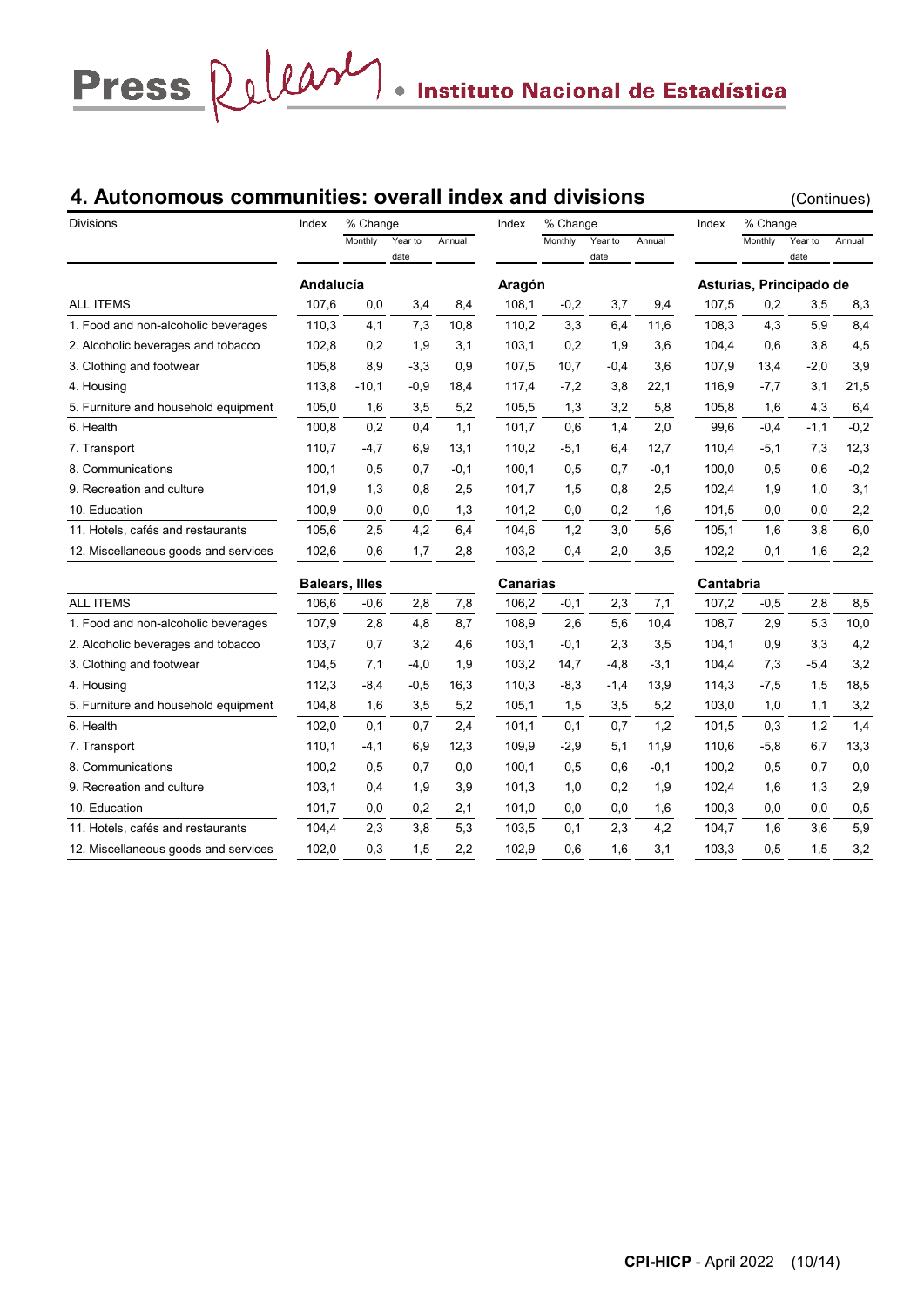## 4. Autonomous communities: overall index and divisions

(Continues)

| Divisions | Index | % Change Monthly | % Change Year to date | % Change Annual | Index | % Change Monthly | % Change Year to date | % Change Annual | Index | % Change Monthly | % Change Year to date | % Change Annual |
|---|---|---|---|---|---|---|---|---|---|---|---|---|
| | **Andalucía** | | | | **Aragón** | | | | **Asturias, Principado de** | | | |
| ALL ITEMS | 107,6 | 0,0 | 3,4 | 8,4 | 108,1 | -0,2 | 3,7 | 9,4 | 107,5 | 0,2 | 3,5 | 8,3 |
| 1. Food and non-alcoholic beverages | 110,3 | 4,1 | 7,3 | 10,8 | 110,2 | 3,3 | 6,4 | 11,6 | 108,3 | 4,3 | 5,9 | 8,4 |
| 2. Alcoholic beverages and tobacco | 102,8 | 0,2 | 1,9 | 3,1 | 103,1 | 0,2 | 1,9 | 3,6 | 104,4 | 0,6 | 3,8 | 4,5 |
| 3. Clothing and footwear | 105,8 | 8,9 | -3,3 | 0,9 | 107,5 | 10,7 | -0,4 | 3,6 | 107,9 | 13,4 | -2,0 | 3,9 |
| 4. Housing | 113,8 | -10,1 | -0,9 | 18,4 | 117,4 | -7,2 | 3,8 | 22,1 | 116,9 | -7,7 | 3,1 | 21,5 |
| 5. Furniture and household equipment | 105,0 | 1,6 | 3,5 | 5,2 | 105,5 | 1,3 | 3,2 | 5,8 | 105,8 | 1,6 | 4,3 | 6,4 |
| 6. Health | 100,8 | 0,2 | 0,4 | 1,1 | 101,7 | 0,6 | 1,4 | 2,0 | 99,6 | -0,4 | -1,1 | -0,2 |
| 7. Transport | 110,7 | -4,7 | 6,9 | 13,1 | 110,2 | -5,1 | 6,4 | 12,7 | 110,4 | -5,1 | 7,3 | 12,3 |
| 8. Communications | 100,1 | 0,5 | 0,7 | -0,1 | 100,1 | 0,5 | 0,7 | -0,1 | 100,0 | 0,5 | 0,6 | -0,2 |
| 9. Recreation and culture | 101,9 | 1,3 | 0,8 | 2,5 | 101,7 | 1,5 | 0,8 | 2,5 | 102,4 | 1,9 | 1,0 | 3,1 |
| 10. Education | 100,9 | 0,0 | 0,0 | 1,3 | 101,2 | 0,0 | 0,2 | 1,6 | 101,5 | 0,0 | 0,0 | 2,2 |
| 11. Hotels, cafés and restaurants | 105,6 | 2,5 | 4,2 | 6,4 | 104,6 | 1,2 | 3,0 | 5,6 | 105,1 | 1,6 | 3,8 | 6,0 |
| 12. Miscellaneous goods and services | 102,6 | 0,6 | 1,7 | 2,8 | 103,2 | 0,4 | 2,0 | 3,5 | 102,2 | 0,1 | 1,6 | 2,2 |
| | **Balears, Illes** | | | | **Canarias** | | | | **Cantabria** | | | |
| ALL ITEMS | 106,6 | -0,6 | 2,8 | 7,8 | 106,2 | -0,1 | 2,3 | 7,1 | 107,2 | -0,5 | 2,8 | 8,5 |
| 1. Food and non-alcoholic beverages | 107,9 | 2,8 | 4,8 | 8,7 | 108,9 | 2,6 | 5,6 | 10,4 | 108,7 | 2,9 | 5,3 | 10,0 |
| 2. Alcoholic beverages and tobacco | 103,7 | 0,7 | 3,2 | 4,6 | 103,1 | -0,1 | 2,3 | 3,5 | 104,1 | 0,9 | 3,3 | 4,2 |
| 3. Clothing and footwear | 104,5 | 7,1 | -4,0 | 1,9 | 103,2 | 14,7 | -4,8 | -3,1 | 104,4 | 7,3 | -5,4 | 3,2 |
| 4. Housing | 112,3 | -8,4 | -0,5 | 16,3 | 110,3 | -8,3 | -1,4 | 13,9 | 114,3 | -7,5 | 1,5 | 18,5 |
| 5. Furniture and household equipment | 104,8 | 1,6 | 3,5 | 5,2 | 105,1 | 1,5 | 3,5 | 5,2 | 103,0 | 1,0 | 1,1 | 3,2 |
| 6. Health | 102,0 | 0,1 | 0,7 | 2,4 | 101,1 | 0,1 | 0,7 | 1,2 | 101,5 | 0,3 | 1,2 | 1,4 |
| 7. Transport | 110,1 | -4,1 | 6,9 | 12,3 | 109,9 | -2,9 | 5,1 | 11,9 | 110,6 | -5,8 | 6,7 | 13,3 |
| 8. Communications | 100,2 | 0,5 | 0,7 | 0,0 | 100,1 | 0,5 | 0,6 | -0,1 | 100,2 | 0,5 | 0,7 | 0,0 |
| 9. Recreation and culture | 103,1 | 0,4 | 1,9 | 3,9 | 101,3 | 1,0 | 0,2 | 1,9 | 102,4 | 1,6 | 1,3 | 2,9 |
| 10. Education | 101,7 | 0,0 | 0,2 | 2,1 | 101,0 | 0,0 | 0,0 | 1,6 | 100,3 | 0,0 | 0,0 | 0,5 |
| 11. Hotels, cafés and restaurants | 104,4 | 2,3 | 3,8 | 5,3 | 103,5 | 0,1 | 2,3 | 4,2 | 104,7 | 1,6 | 3,6 | 5,9 |
| 12. Miscellaneous goods and services | 102,0 | 0,3 | 1,5 | 2,2 | 102,9 | 0,6 | 1,6 | 3,1 | 103,3 | 0,5 | 1,5 | 3,2 |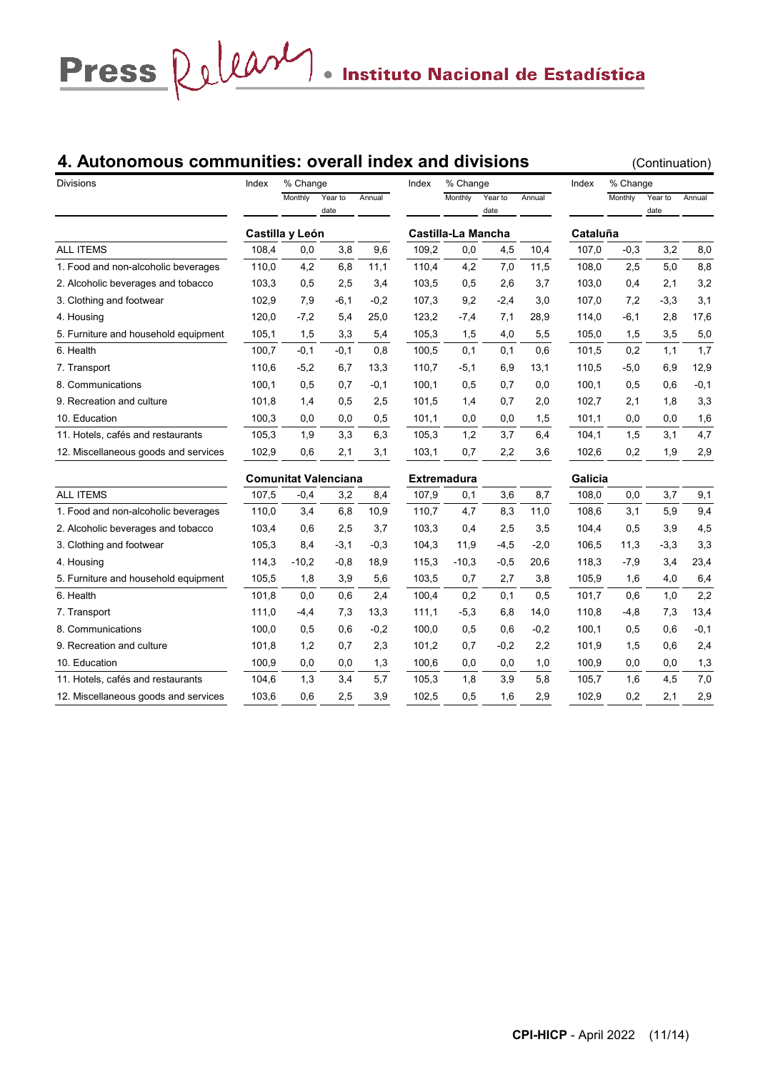## 4. Autonomous communities: overall index and divisions

(Continuation)

| Divisions | Index | % Change Monthly | % Change Year to date | % Change Annual | Index | % Change Monthly | % Change Year to date | % Change Annual | Index | % Change Monthly | % Change Year to date | % Change Annual |
|---|---|---|---|---|---|---|---|---|---|---|---|---|
| | **Castilla y León** | | | | **Castilla-La Mancha** | | | | **Cataluña** | | | |
| ALL ITEMS | 108,4 | 0,0 | 3,8 | 9,6 | 109,2 | 0,0 | 4,5 | 10,4 | 107,0 | -0,3 | 3,2 | 8,0 |
| 1. Food and non-alcoholic beverages | 110,0 | 4,2 | 6,8 | 11,1 | 110,4 | 4,2 | 7,0 | 11,5 | 108,0 | 2,5 | 5,0 | 8,8 |
| 2. Alcoholic beverages and tobacco | 103,3 | 0,5 | 2,5 | 3,4 | 103,5 | 0,5 | 2,6 | 3,7 | 103,0 | 0,4 | 2,1 | 3,2 |
| 3. Clothing and footwear | 102,9 | 7,9 | -6,1 | -0,2 | 107,3 | 9,2 | -2,4 | 3,0 | 107,0 | 7,2 | -3,3 | 3,1 |
| 4. Housing | 120,0 | -7,2 | 5,4 | 25,0 | 123,2 | -7,4 | 7,1 | 28,9 | 114,0 | -6,1 | 2,8 | 17,6 |
| 5. Furniture and household equipment | 105,1 | 1,5 | 3,3 | 5,4 | 105,3 | 1,5 | 4,0 | 5,5 | 105,0 | 1,5 | 3,5 | 5,0 |
| 6. Health | 100,7 | -0,1 | -0,1 | 0,8 | 100,5 | 0,1 | 0,1 | 0,6 | 101,5 | 0,2 | 1,1 | 1,7 |
| 7. Transport | 110,6 | -5,2 | 6,7 | 13,3 | 110,7 | -5,1 | 6,9 | 13,1 | 110,5 | -5,0 | 6,9 | 12,9 |
| 8. Communications | 100,1 | 0,5 | 0,7 | -0,1 | 100,1 | 0,5 | 0,7 | 0,0 | 100,1 | 0,5 | 0,6 | -0,1 |
| 9. Recreation and culture | 101,8 | 1,4 | 0,5 | 2,5 | 101,5 | 1,4 | 0,7 | 2,0 | 102,7 | 2,1 | 1,8 | 3,3 |
| 10. Education | 100,3 | 0,0 | 0,0 | 0,5 | 101,1 | 0,0 | 0,0 | 1,5 | 101,1 | 0,0 | 0,0 | 1,6 |
| 11. Hotels, cafés and restaurants | 105,3 | 1,9 | 3,3 | 6,3 | 105,3 | 1,2 | 3,7 | 6,4 | 104,1 | 1,5 | 3,1 | 4,7 |
| 12. Miscellaneous goods and services | 102,9 | 0,6 | 2,1 | 3,1 | 103,1 | 0,7 | 2,2 | 3,6 | 102,6 | 0,2 | 1,9 | 2,9 |
| | **Comunitat Valenciana** | | | | **Extremadura** | | | | **Galicia** | | | |
| ALL ITEMS | 107,5 | -0,4 | 3,2 | 8,4 | 107,9 | 0,1 | 3,6 | 8,7 | 108,0 | 0,0 | 3,7 | 9,1 |
| 1. Food and non-alcoholic beverages | 110,0 | 3,4 | 6,8 | 10,9 | 110,7 | 4,7 | 8,3 | 11,0 | 108,6 | 3,1 | 5,9 | 9,4 |
| 2. Alcoholic beverages and tobacco | 103,4 | 0,6 | 2,5 | 3,7 | 103,3 | 0,4 | 2,5 | 3,5 | 104,4 | 0,5 | 3,9 | 4,5 |
| 3. Clothing and footwear | 105,3 | 8,4 | -3,1 | -0,3 | 104,3 | 11,9 | -4,5 | -2,0 | 106,5 | 11,3 | -3,3 | 3,3 |
| 4. Housing | 114,3 | -10,2 | -0,8 | 18,9 | 115,3 | -10,3 | -0,5 | 20,6 | 118,3 | -7,9 | 3,4 | 23,4 |
| 5. Furniture and household equipment | 105,5 | 1,8 | 3,9 | 5,6 | 103,5 | 0,7 | 2,7 | 3,8 | 105,9 | 1,6 | 4,0 | 6,4 |
| 6. Health | 101,8 | 0,0 | 0,6 | 2,4 | 100,4 | 0,2 | 0,1 | 0,5 | 101,7 | 0,6 | 1,0 | 2,2 |
| 7. Transport | 111,0 | -4,4 | 7,3 | 13,3 | 111,1 | -5,3 | 6,8 | 14,0 | 110,8 | -4,8 | 7,3 | 13,4 |
| 8. Communications | 100,0 | 0,5 | 0,6 | -0,2 | 100,0 | 0,5 | 0,6 | -0,2 | 100,1 | 0,5 | 0,6 | -0,1 |
| 9. Recreation and culture | 101,8 | 1,2 | 0,7 | 2,3 | 101,2 | 0,7 | -0,2 | 2,2 | 101,9 | 1,5 | 0,6 | 2,4 |
| 10. Education | 100,9 | 0,0 | 0,0 | 1,3 | 100,6 | 0,0 | 0,0 | 1,0 | 100,9 | 0,0 | 0,0 | 1,3 |
| 11. Hotels, cafés and restaurants | 104,6 | 1,3 | 3,4 | 5,7 | 105,3 | 1,8 | 3,9 | 5,8 | 105,7 | 1,6 | 4,5 | 7,0 |
| 12. Miscellaneous goods and services | 103,6 | 0,6 | 2,5 | 3,9 | 102,5 | 0,5 | 1,6 | 2,9 | 102,9 | 0,2 | 2,1 | 2,9 |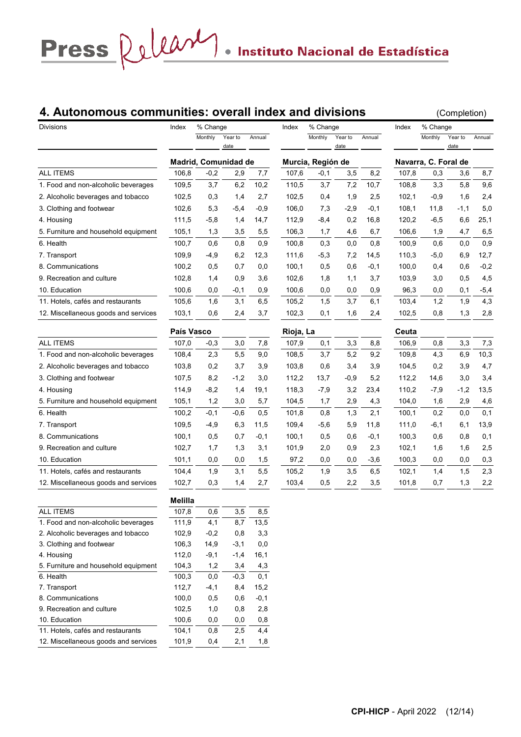## 4. Autonomous communities: overall index and divisions (Completion)

| Divisions | Index | % Change Monthly | % Change Year to date | % Change Annual | Index | % Change Monthly | % Change Year to date | % Change Annual | Index | % Change Monthly | % Change Year to date | % Change Annual |
|---|---|---|---|---|---|---|---|---|---|---|---|---|
| | **Madrid, Comunidad de** | | | | **Murcia, Región de** | | | | **Navarra, C. Foral de** | | | |
| ALL ITEMS | 106,8 | -0,2 | 2,9 | 7,7 | 107,6 | -0,1 | 3,5 | 8,2 | 107,8 | 0,3 | 3,6 | 8,7 |
| 1. Food and non-alcoholic beverages | 109,5 | 3,7 | 6,2 | 10,2 | 110,5 | 3,7 | 7,2 | 10,7 | 108,8 | 3,3 | 5,8 | 9,6 |
| 2. Alcoholic beverages and tobacco | 102,5 | 0,3 | 1,4 | 2,7 | 102,5 | 0,4 | 1,9 | 2,5 | 102,1 | -0,9 | 1,6 | 2,4 |
| 3. Clothing and footwear | 102,6 | 5,3 | -5,4 | -0,9 | 106,0 | 7,3 | -2,9 | -0,1 | 108,1 | 11,8 | -1,1 | 5,0 |
| 4. Housing | 111,5 | -5,8 | 1,4 | 14,7 | 112,9 | -8,4 | 0,2 | 16,8 | 120,2 | -6,5 | 6,6 | 25,1 |
| 5. Furniture and household equipment | 105,1 | 1,3 | 3,5 | 5,5 | 106,3 | 1,7 | 4,6 | 6,7 | 106,6 | 1,9 | 4,7 | 6,5 |
| 6. Health | 100,7 | 0,6 | 0,8 | 0,9 | 100,8 | 0,3 | 0,0 | 0,8 | 100,9 | 0,6 | 0,0 | 0,9 |
| 7. Transport | 109,9 | -4,9 | 6,2 | 12,3 | 111,6 | -5,3 | 7,2 | 14,5 | 110,3 | -5,0 | 6,9 | 12,7 |
| 8. Communications | 100,2 | 0,5 | 0,7 | 0,0 | 100,1 | 0,5 | 0,6 | -0,1 | 100,0 | 0,4 | 0,6 | -0,2 |
| 9. Recreation and culture | 102,8 | 1,4 | 0,9 | 3,6 | 102,6 | 1,8 | 1,1 | 3,7 | 103,9 | 3,0 | 0,5 | 4,5 |
| 10. Education | 100,6 | 0,0 | -0,1 | 0,9 | 100,6 | 0,0 | 0,0 | 0,9 | 96,3 | 0,0 | 0,1 | -5,4 |
| 11. Hotels, cafés and restaurants | 105,6 | 1,6 | 3,1 | 6,5 | 105,2 | 1,5 | 3,7 | 6,1 | 103,4 | 1,2 | 1,9 | 4,3 |
| 12. Miscellaneous goods and services | 103,1 | 0,6 | 2,4 | 3,7 | 102,3 | 0,1 | 1,6 | 2,4 | 102,5 | 0,8 | 1,3 | 2,8 |
| | **País Vasco** | | | | **Rioja, La** | | | | **Ceuta** | | | |
| ALL ITEMS | 107,0 | -0,3 | 3,0 | 7,8 | 107,9 | 0,1 | 3,3 | 8,8 | 106,9 | 0,8 | 3,3 | 7,3 |
| 1. Food and non-alcoholic beverages | 108,4 | 2,3 | 5,5 | 9,0 | 108,5 | 3,7 | 5,2 | 9,2 | 109,8 | 4,3 | 6,9 | 10,3 |
| 2. Alcoholic beverages and tobacco | 103,8 | 0,2 | 3,7 | 3,9 | 103,8 | 0,6 | 3,4 | 3,9 | 104,5 | 0,2 | 3,9 | 4,7 |
| 3. Clothing and footwear | 107,5 | 8,2 | -1,2 | 3,0 | 112,2 | 13,7 | -0,9 | 5,2 | 112,2 | 14,6 | 3,0 | 3,4 |
| 4. Housing | 114,9 | -8,2 | 1,4 | 19,1 | 118,3 | -7,9 | 3,2 | 23,4 | 110,2 | -7,9 | -1,2 | 13,5 |
| 5. Furniture and household equipment | 105,1 | 1,2 | 3,0 | 5,7 | 104,5 | 1,7 | 2,9 | 4,3 | 104,0 | 1,6 | 2,9 | 4,6 |
| 6. Health | 100,2 | -0,1 | -0,6 | 0,5 | 101,8 | 0,8 | 1,3 | 2,1 | 100,1 | 0,2 | 0,0 | 0,1 |
| 7. Transport | 109,5 | -4,9 | 6,3 | 11,5 | 109,4 | -5,6 | 5,9 | 11,8 | 111,0 | -6,1 | 6,1 | 13,9 |
| 8. Communications | 100,1 | 0,5 | 0,7 | -0,1 | 100,1 | 0,5 | 0,6 | -0,1 | 100,3 | 0,6 | 0,8 | 0,1 |
| 9. Recreation and culture | 102,7 | 1,7 | 1,3 | 3,1 | 101,9 | 2,0 | 0,9 | 2,3 | 102,1 | 1,6 | 1,6 | 2,5 |
| 10. Education | 101,1 | 0,0 | 0,0 | 1,5 | 97,2 | 0,0 | 0,0 | -3,6 | 100,3 | 0,0 | 0,0 | 0,3 |
| 11. Hotels, cafés and restaurants | 104,4 | 1,9 | 3,1 | 5,5 | 105,2 | 1,9 | 3,5 | 6,5 | 102,1 | 1,4 | 1,5 | 2,3 |
| 12. Miscellaneous goods and services | 102,7 | 0,3 | 1,4 | 2,7 | 103,4 | 0,5 | 2,2 | 3,5 | 101,8 | 0,7 | 1,3 | 2,2 |
| | **Melilla** | | | | | | | | | | | |
| ALL ITEMS | 107,8 | 0,6 | 3,5 | 8,5 | | | | | | | | |
| 1. Food and non-alcoholic beverages | 111,9 | 4,1 | 8,7 | 13,5 | | | | | | | | |
| 2. Alcoholic beverages and tobacco | 102,9 | -0,2 | 0,8 | 3,3 | | | | | | | | |
| 3. Clothing and footwear | 106,3 | 14,9 | -3,1 | 0,0 | | | | | | | | |
| 4. Housing | 112,0 | -9,1 | -1,4 | 16,1 | | | | | | | | |
| 5. Furniture and household equipment | 104,3 | 1,2 | 3,4 | 4,3 | | | | | | | | |
| 6. Health | 100,3 | 0,0 | -0,3 | 0,1 | | | | | | | | |
| 7. Transport | 112,7 | -4,1 | 8,4 | 15,2 | | | | | | | | |
| 8. Communications | 100,0 | 0,5 | 0,6 | -0,1 | | | | | | | | |
| 9. Recreation and culture | 102,5 | 1,0 | 0,8 | 2,8 | | | | | | | | |
| 10. Education | 100,6 | 0,0 | 0,0 | 0,8 | | | | | | | | |
| 11. Hotels, cafés and restaurants | 104,1 | 0,8 | 2,5 | 4,4 | | | | | | | | |
| 12. Miscellaneous goods and services | 101,9 | 0,4 | 2,1 | 1,8 | | | | | | | | |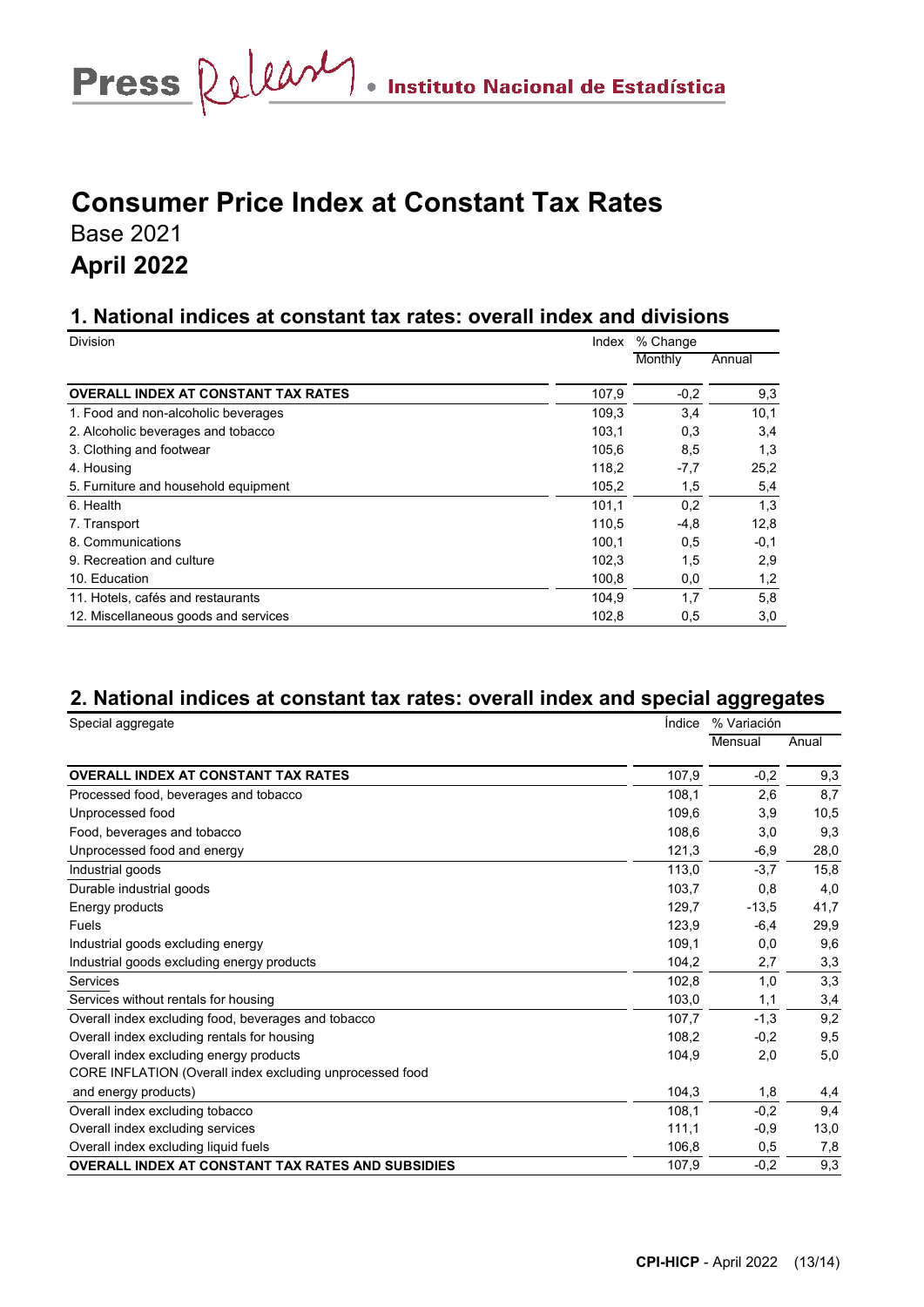# Consumer Price Index at Constant Tax Rates

Base 2021

**April 2022**

## 1. National indices at constant tax rates: overall index and divisions

| Division | Index | % Change | |
|---|---|---|---|
| | | Monthly | Annual |
| **OVERALL INDEX AT CONSTANT TAX RATES** | 107,9 | -0,2 | 9,3 |
| 1. Food and non-alcoholic beverages | 109,3 | 3,4 | 10,1 |
| 2. Alcoholic beverages and tobacco | 103,1 | 0,3 | 3,4 |
| 3. Clothing and footwear | 105,6 | 8,5 | 1,3 |
| 4. Housing | 118,2 | -7,7 | 25,2 |
| 5. Furniture and household equipment | 105,2 | 1,5 | 5,4 |
| 6. Health | 101,1 | 0,2 | 1,3 |
| 7. Transport | 110,5 | -4,8 | 12,8 |
| 8. Communications | 100,1 | 0,5 | -0,1 |
| 9. Recreation and culture | 102,3 | 1,5 | 2,9 |
| 10. Education | 100,8 | 0,0 | 1,2 |
| 11. Hotels, cafés and restaurants | 104,9 | 1,7 | 5,8 |
| 12. Miscellaneous goods and services | 102,8 | 0,5 | 3,0 |

## 2. National indices at constant tax rates: overall index and special aggregates

| Special aggregate | Índice | % Variación | |
|---|---|---|---|
| | | Mensual | Anual |
| **OVERALL INDEX AT CONSTANT TAX RATES** | 107,9 | -0,2 | 9,3 |
| Processed food, beverages and tobacco | 108,1 | 2,6 | 8,7 |
| Unprocessed food | 109,6 | 3,9 | 10,5 |
| Food, beverages and tobacco | 108,6 | 3,0 | 9,3 |
| Unprocessed food and energy | 121,3 | -6,9 | 28,0 |
| Industrial goods | 113,0 | -3,7 | 15,8 |
| Durable industrial goods | 103,7 | 0,8 | 4,0 |
| Energy products | 129,7 | -13,5 | 41,7 |
| Fuels | 123,9 | -6,4 | 29,9 |
| Industrial goods excluding energy | 109,1 | 0,0 | 9,6 |
| Industrial goods excluding energy products | 104,2 | 2,7 | 3,3 |
| Services | 102,8 | 1,0 | 3,3 |
| Services without rentals for housing | 103,0 | 1,1 | 3,4 |
| Overall index excluding food, beverages and tobacco | 107,7 | -1,3 | 9,2 |
| Overall index excluding rentals for housing | 108,2 | -0,2 | 9,5 |
| Overall index excluding energy products | 104,9 | 2,0 | 5,0 |
| CORE INFLATION (Overall index excluding unprocessed food and energy products) | 104,3 | 1,8 | 4,4 |
| Overall index excluding tobacco | 108,1 | -0,2 | 9,4 |
| Overall index excluding services | 111,1 | -0,9 | 13,0 |
| Overall index excluding liquid fuels | 106,8 | 0,5 | 7,8 |
| **OVERALL INDEX AT CONSTANT TAX RATES AND SUBSIDIES** | 107,9 | -0,2 | 9,3 |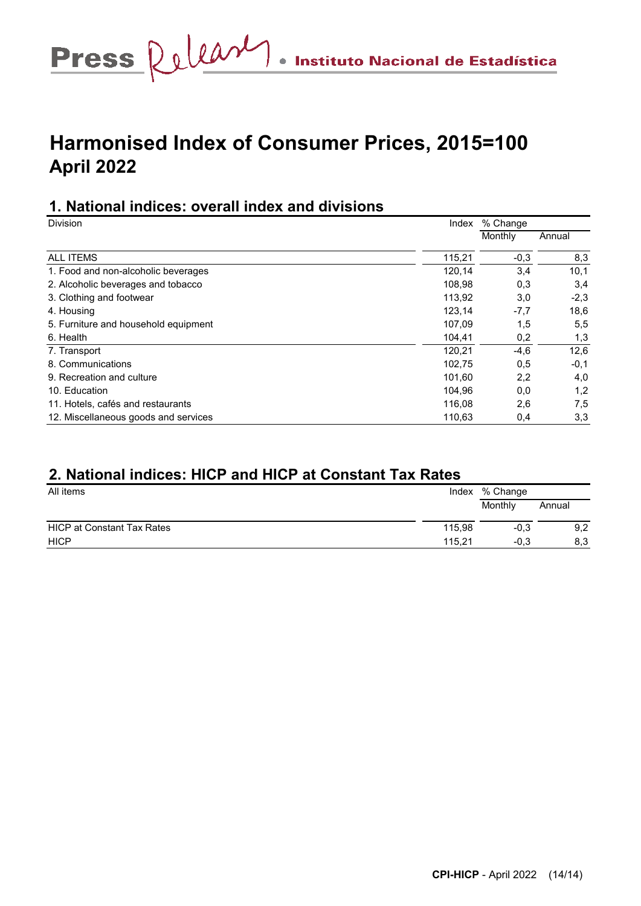# Harmonised Index of Consumer Prices, 2015=100
## April 2022

### 1. National indices: overall index and divisions

| Division | Index | % Change | |
|---|---|---|---|
| | | Monthly | Annual |
| ALL ITEMS | 115,21 | -0,3 | 8,3 |
| 1. Food and non-alcoholic beverages | 120,14 | 3,4 | 10,1 |
| 2. Alcoholic beverages and tobacco | 108,98 | 0,3 | 3,4 |
| 3. Clothing and footwear | 113,92 | 3,0 | -2,3 |
| 4. Housing | 123,14 | -7,7 | 18,6 |
| 5. Furniture and household equipment | 107,09 | 1,5 | 5,5 |
| 6. Health | 104,41 | 0,2 | 1,3 |
| 7. Transport | 120,21 | -4,6 | 12,6 |
| 8. Communications | 102,75 | 0,5 | -0,1 |
| 9. Recreation and culture | 101,60 | 2,2 | 4,0 |
| 10. Education | 104,96 | 0,0 | 1,2 |
| 11. Hotels, cafés and restaurants | 116,08 | 2,6 | 7,5 |
| 12. Miscellaneous goods and services | 110,63 | 0,4 | 3,3 |

### 2. National indices: HICP and HICP at Constant Tax Rates

| All items | Index | % Change | |
|---|---|---|---|
| | | Monthly | Annual |
| HICP at Constant Tax Rates | 115,98 | -0,3 | 9,2 |
| HICP | 115,21 | -0,3 | 8,3 |